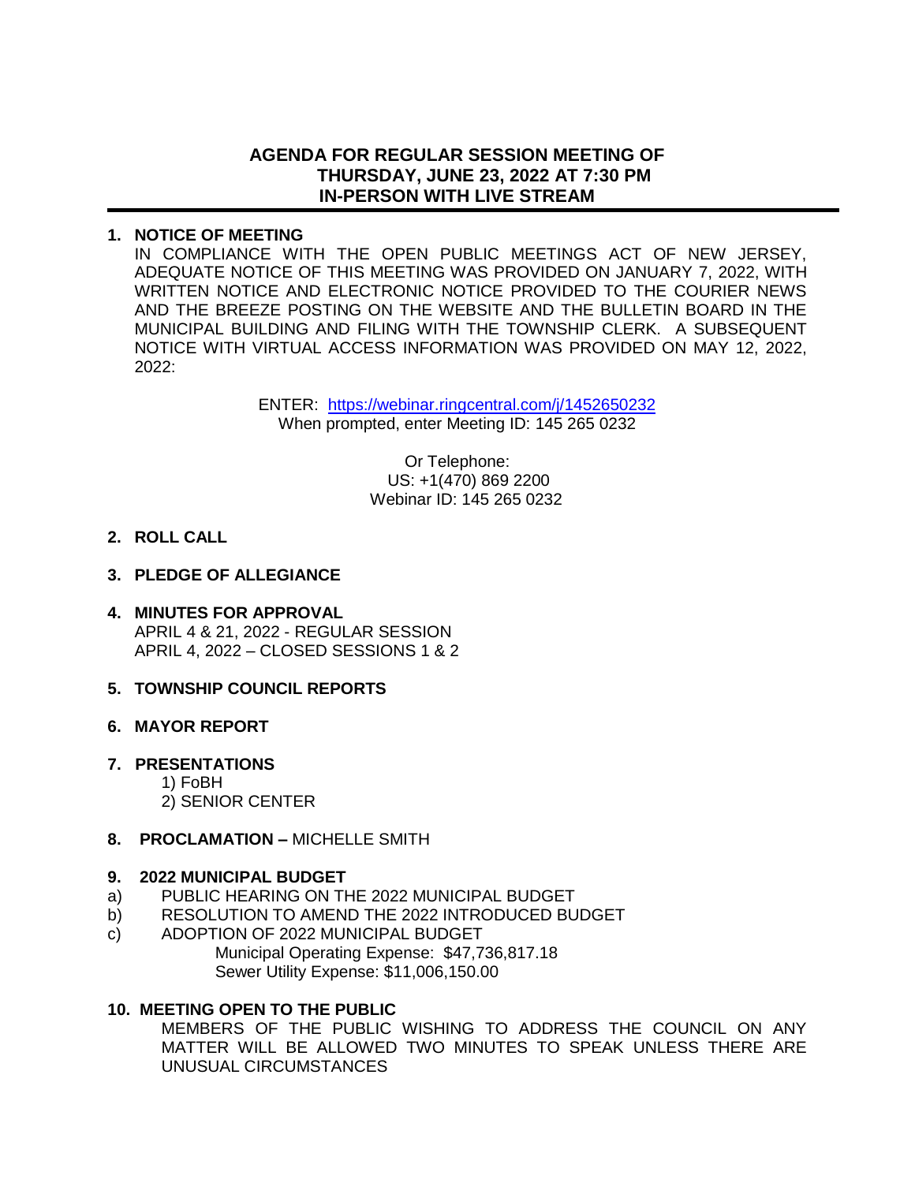# AGENDA FOR REGULAR SESSION MEETING OF
# THURSDAY, JUNE 23, 2022 AT 7:30 PM
# IN-PERSON WITH LIVE STREAM

**1. NOTICE OF MEETING**

IN COMPLIANCE WITH THE OPEN PUBLIC MEETINGS ACT OF NEW JERSEY, ADEQUATE NOTICE OF THIS MEETING WAS PROVIDED ON JANUARY 7, 2022, WITH WRITTEN NOTICE AND ELECTRONIC NOTICE PROVIDED TO THE COURIER NEWS AND THE BREEZE POSTING ON THE WEBSITE AND THE BULLETIN BOARD IN THE MUNICIPAL BUILDING AND FILING WITH THE TOWNSHIP CLERK. A SUBSEQUENT NOTICE WITH VIRTUAL ACCESS INFORMATION WAS PROVIDED ON MAY 12, 2022, 2022:

ENTER: https://webinar.ringcentral.com/j/1452650232
When prompted, enter Meeting ID: 145 265 0232

Or Telephone:
US: +1(470) 869 2200
Webinar ID: 145 265 0232

**2. ROLL CALL**

**3. PLEDGE OF ALLEGIANCE**

**4. MINUTES FOR APPROVAL**

APRIL 4 & 21, 2022 - REGULAR SESSION
APRIL 4, 2022 – CLOSED SESSIONS 1 & 2

**5. TOWNSHIP COUNCIL REPORTS**

**6. MAYOR REPORT**

**7. PRESENTATIONS**

1) FoBH
2) SENIOR CENTER

**8. PROCLAMATION –** MICHELLE SMITH

**9. 2022 MUNICIPAL BUDGET**

a) PUBLIC HEARING ON THE 2022 MUNICIPAL BUDGET
b) RESOLUTION TO AMEND THE 2022 INTRODUCED BUDGET
c) ADOPTION OF 2022 MUNICIPAL BUDGET
Municipal Operating Expense: $47,736,817.18
Sewer Utility Expense: $11,006,150.00

**10. MEETING OPEN TO THE PUBLIC**

MEMBERS OF THE PUBLIC WISHING TO ADDRESS THE COUNCIL ON ANY MATTER WILL BE ALLOWED TWO MINUTES TO SPEAK UNLESS THERE ARE UNUSUAL CIRCUMSTANCES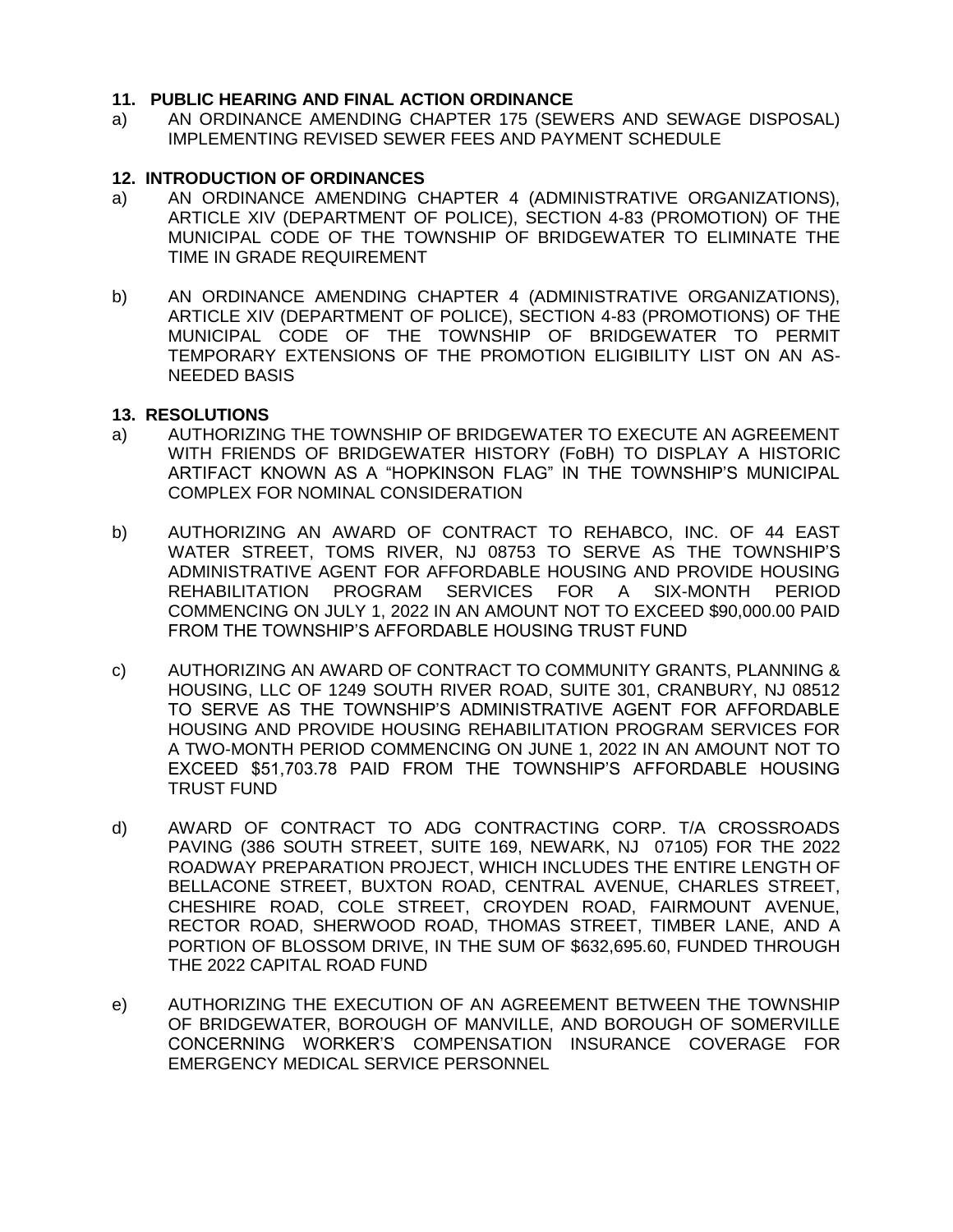## 11. PUBLIC HEARING AND FINAL ACTION ORDINANCE

a) AN ORDINANCE AMENDING CHAPTER 175 (SEWERS AND SEWAGE DISPOSAL) IMPLEMENTING REVISED SEWER FEES AND PAYMENT SCHEDULE

## 12. INTRODUCTION OF ORDINANCES

a) AN ORDINANCE AMENDING CHAPTER 4 (ADMINISTRATIVE ORGANIZATIONS), ARTICLE XIV (DEPARTMENT OF POLICE), SECTION 4-83 (PROMOTION) OF THE MUNICIPAL CODE OF THE TOWNSHIP OF BRIDGEWATER TO ELIMINATE THE TIME IN GRADE REQUIREMENT

b) AN ORDINANCE AMENDING CHAPTER 4 (ADMINISTRATIVE ORGANIZATIONS), ARTICLE XIV (DEPARTMENT OF POLICE), SECTION 4-83 (PROMOTIONS) OF THE MUNICIPAL CODE OF THE TOWNSHIP OF BRIDGEWATER TO PERMIT TEMPORARY EXTENSIONS OF THE PROMOTION ELIGIBILITY LIST ON AN AS-NEEDED BASIS

## 13. RESOLUTIONS

a) AUTHORIZING THE TOWNSHIP OF BRIDGEWATER TO EXECUTE AN AGREEMENT WITH FRIENDS OF BRIDGEWATER HISTORY (FoBH) TO DISPLAY A HISTORIC ARTIFACT KNOWN AS A "HOPKINSON FLAG" IN THE TOWNSHIP'S MUNICIPAL COMPLEX FOR NOMINAL CONSIDERATION

b) AUTHORIZING AN AWARD OF CONTRACT TO REHABCO, INC. OF 44 EAST WATER STREET, TOMS RIVER, NJ 08753 TO SERVE AS THE TOWNSHIP'S ADMINISTRATIVE AGENT FOR AFFORDABLE HOUSING AND PROVIDE HOUSING REHABILITATION PROGRAM SERVICES FOR A SIX-MONTH PERIOD COMMENCING ON JULY 1, 2022 IN AN AMOUNT NOT TO EXCEED $90,000.00 PAID FROM THE TOWNSHIP'S AFFORDABLE HOUSING TRUST FUND

c) AUTHORIZING AN AWARD OF CONTRACT TO COMMUNITY GRANTS, PLANNING & HOUSING, LLC OF 1249 SOUTH RIVER ROAD, SUITE 301, CRANBURY, NJ 08512 TO SERVE AS THE TOWNSHIP'S ADMINISTRATIVE AGENT FOR AFFORDABLE HOUSING AND PROVIDE HOUSING REHABILITATION PROGRAM SERVICES FOR A TWO-MONTH PERIOD COMMENCING ON JUNE 1, 2022 IN AN AMOUNT NOT TO EXCEED $51,703.78 PAID FROM THE TOWNSHIP'S AFFORDABLE HOUSING TRUST FUND

d) AWARD OF CONTRACT TO ADG CONTRACTING CORP. T/A CROSSROADS PAVING (386 SOUTH STREET, SUITE 169, NEWARK, NJ 07105) FOR THE 2022 ROADWAY PREPARATION PROJECT, WHICH INCLUDES THE ENTIRE LENGTH OF BELLACONE STREET, BUXTON ROAD, CENTRAL AVENUE, CHARLES STREET, CHESHIRE ROAD, COLE STREET, CROYDEN ROAD, FAIRMOUNT AVENUE, RECTOR ROAD, SHERWOOD ROAD, THOMAS STREET, TIMBER LANE, AND A PORTION OF BLOSSOM DRIVE, IN THE SUM OF $632,695.60, FUNDED THROUGH THE 2022 CAPITAL ROAD FUND

e) AUTHORIZING THE EXECUTION OF AN AGREEMENT BETWEEN THE TOWNSHIP OF BRIDGEWATER, BOROUGH OF MANVILLE, AND BOROUGH OF SOMERVILLE CONCERNING WORKER'S COMPENSATION INSURANCE COVERAGE FOR EMERGENCY MEDICAL SERVICE PERSONNEL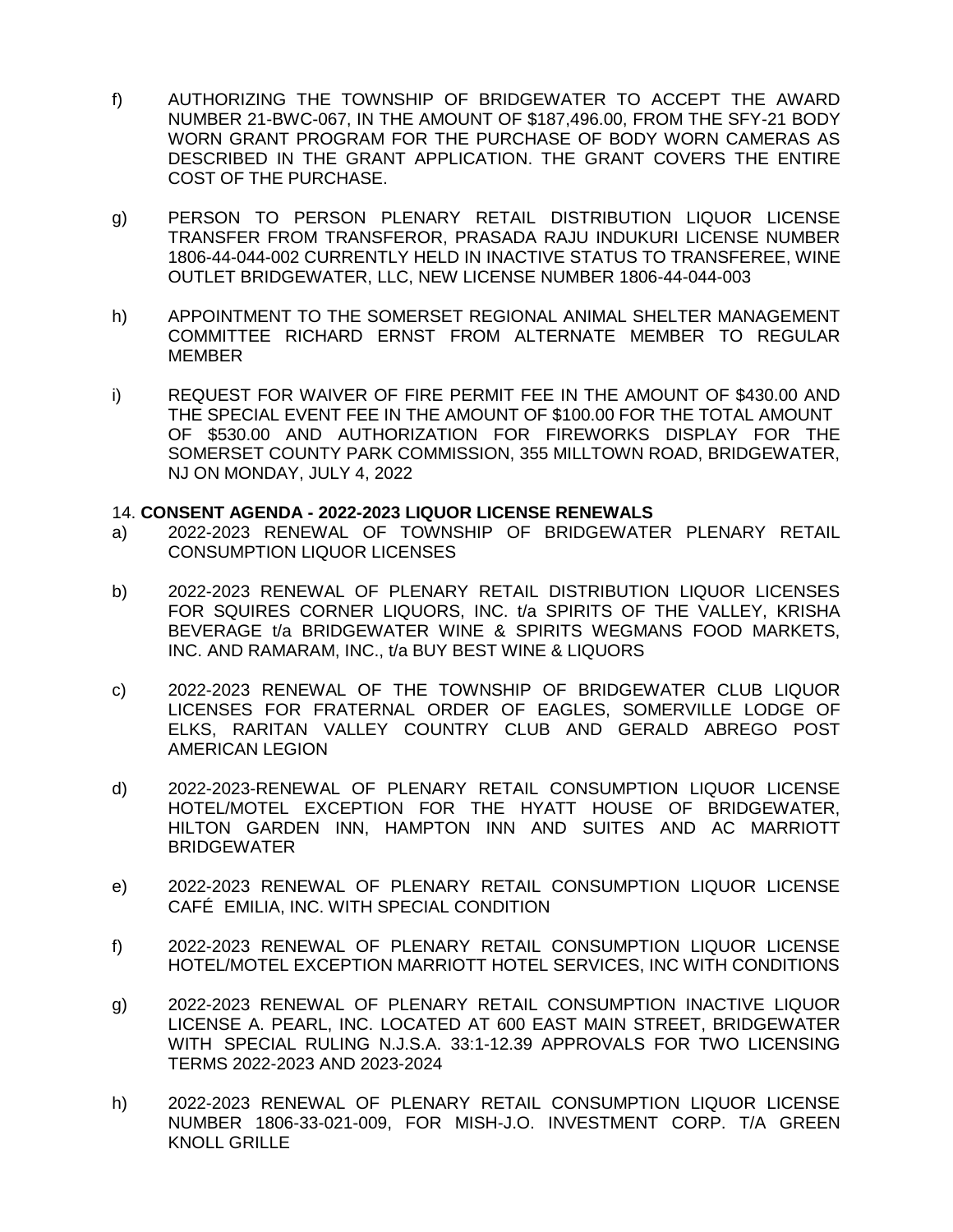f) AUTHORIZING THE TOWNSHIP OF BRIDGEWATER TO ACCEPT THE AWARD NUMBER 21-BWC-067, IN THE AMOUNT OF $187,496.00, FROM THE SFY-21 BODY WORN GRANT PROGRAM FOR THE PURCHASE OF BODY WORN CAMERAS AS DESCRIBED IN THE GRANT APPLICATION. THE GRANT COVERS THE ENTIRE COST OF THE PURCHASE.

g) PERSON TO PERSON PLENARY RETAIL DISTRIBUTION LIQUOR LICENSE TRANSFER FROM TRANSFEROR, PRASADA RAJU INDUKURI LICENSE NUMBER 1806-44-044-002 CURRENTLY HELD IN INACTIVE STATUS TO TRANSFEREE, WINE OUTLET BRIDGEWATER, LLC, NEW LICENSE NUMBER 1806-44-044-003

h) APPOINTMENT TO THE SOMERSET REGIONAL ANIMAL SHELTER MANAGEMENT COMMITTEE RICHARD ERNST FROM ALTERNATE MEMBER TO REGULAR MEMBER

i) REQUEST FOR WAIVER OF FIRE PERMIT FEE IN THE AMOUNT OF $430.00 AND THE SPECIAL EVENT FEE IN THE AMOUNT OF $100.00 FOR THE TOTAL AMOUNT OF $530.00 AND AUTHORIZATION FOR FIREWORKS DISPLAY FOR THE SOMERSET COUNTY PARK COMMISSION, 355 MILLTOWN ROAD, BRIDGEWATER, NJ ON MONDAY, JULY 4, 2022

14. **CONSENT AGENDA - 2022-2023 LIQUOR LICENSE RENEWALS**

a) 2022-2023 RENEWAL OF TOWNSHIP OF BRIDGEWATER PLENARY RETAIL CONSUMPTION LIQUOR LICENSES

b) 2022-2023 RENEWAL OF PLENARY RETAIL DISTRIBUTION LIQUOR LICENSES FOR SQUIRES CORNER LIQUORS, INC. t/a SPIRITS OF THE VALLEY, KRISHA BEVERAGE t/a BRIDGEWATER WINE & SPIRITS WEGMANS FOOD MARKETS, INC. AND RAMARAM, INC., t/a BUY BEST WINE & LIQUORS

c) 2022-2023 RENEWAL OF THE TOWNSHIP OF BRIDGEWATER CLUB LIQUOR LICENSES FOR FRATERNAL ORDER OF EAGLES, SOMERVILLE LODGE OF ELKS, RARITAN VALLEY COUNTRY CLUB AND GERALD ABREGO POST AMERICAN LEGION

d) 2022-2023-RENEWAL OF PLENARY RETAIL CONSUMPTION LIQUOR LICENSE HOTEL/MOTEL EXCEPTION FOR THE HYATT HOUSE OF BRIDGEWATER, HILTON GARDEN INN, HAMPTON INN AND SUITES AND AC MARRIOTT BRIDGEWATER

e) 2022-2023 RENEWAL OF PLENARY RETAIL CONSUMPTION LIQUOR LICENSE CAFÉ EMILIA, INC. WITH SPECIAL CONDITION

f) 2022-2023 RENEWAL OF PLENARY RETAIL CONSUMPTION LIQUOR LICENSE HOTEL/MOTEL EXCEPTION MARRIOTT HOTEL SERVICES, INC WITH CONDITIONS

g) 2022-2023 RENEWAL OF PLENARY RETAIL CONSUMPTION INACTIVE LIQUOR LICENSE A. PEARL, INC. LOCATED AT 600 EAST MAIN STREET, BRIDGEWATER WITH SPECIAL RULING N.J.S.A. 33:1-12.39 APPROVALS FOR TWO LICENSING TERMS 2022-2023 AND 2023-2024

h) 2022-2023 RENEWAL OF PLENARY RETAIL CONSUMPTION LIQUOR LICENSE NUMBER 1806-33-021-009, FOR MISH-J.O. INVESTMENT CORP. T/A GREEN KNOLL GRILLE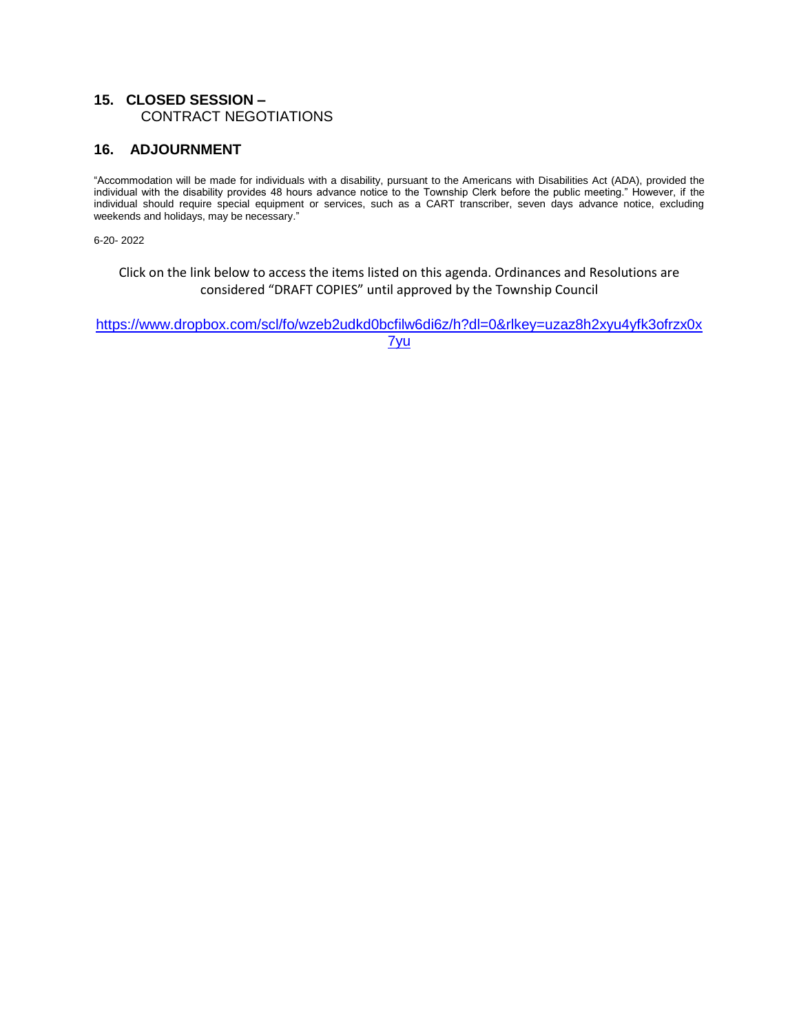## 15. CLOSED SESSION –

CONTRACT NEGOTIATIONS

## 16. ADJOURNMENT

"Accommodation will be made for individuals with a disability, pursuant to the Americans with Disabilities Act (ADA), provided the individual with the disability provides 48 hours advance notice to the Township Clerk before the public meeting." However, if the individual should require special equipment or services, such as a CART transcriber, seven days advance notice, excluding weekends and holidays, may be necessary."

6-20- 2022

Click on the link below to access the items listed on this agenda. Ordinances and Resolutions are considered "DRAFT COPIES" until approved by the Township Council

https://www.dropbox.com/scl/fo/wzeb2udkd0bcfilw6di6z/h?dl=0&rlkey=uzaz8h2xyu4yfk3ofrzx0x7yu